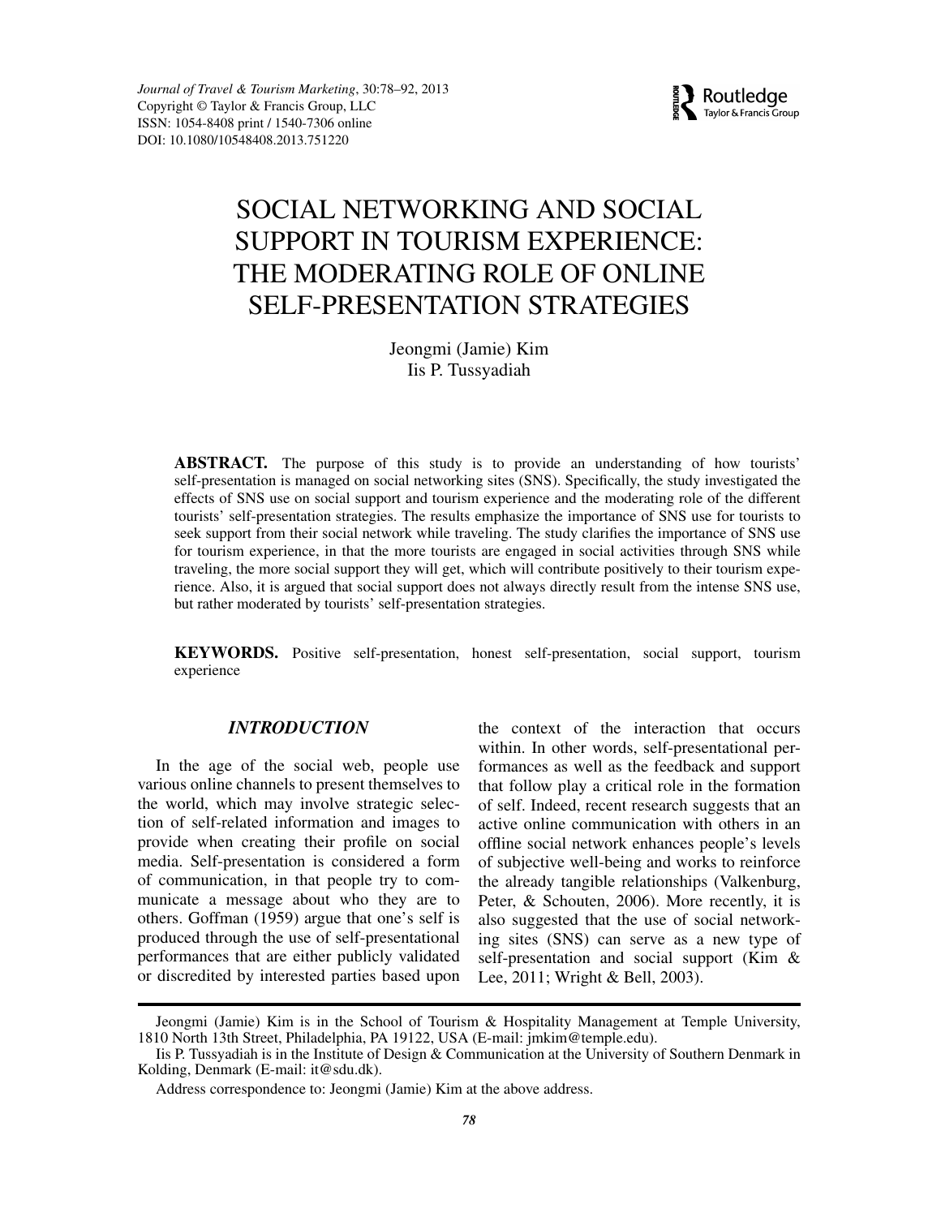# SOCIAL NETWORKING AND SOCIAL SUPPORT IN TOURISM EXPERIENCE: THE MODERATING ROLE OF ONLINE SELF-PRESENTATION STRATEGIES

Jeongmi (Jamie) Kim
Iis P. Tussyadiah

**ABSTRACT.** The purpose of this study is to provide an understanding of how tourists' self-presentation is managed on social networking sites (SNS). Specifically, the study investigated the effects of SNS use on social support and tourism experience and the moderating role of the different tourists' self-presentation strategies. The results emphasize the importance of SNS use for tourists to seek support from their social network while traveling. The study clarifies the importance of SNS use for tourism experience, in that the more tourists are engaged in social activities through SNS while traveling, the more social support they will get, which will contribute positively to their tourism experience. Also, it is argued that social support does not always directly result from the intense SNS use, but rather moderated by tourists' self-presentation strategies.

**KEYWORDS.** Positive self-presentation, honest self-presentation, social support, tourism experience

## *INTRODUCTION*

In the age of the social web, people use various online channels to present themselves to the world, which may involve strategic selection of self-related information and images to provide when creating their profile on social media. Self-presentation is considered a form of communication, in that people try to communicate a message about who they are to others. Goffman (1959) argue that one's self is produced through the use of self-presentational performances that are either publicly validated or discredited by interested parties based upon the context of the interaction that occurs within. In other words, self-presentational performances as well as the feedback and support that follow play a critical role in the formation of self. Indeed, recent research suggests that an active online communication with others in an offline social network enhances people's levels of subjective well-being and works to reinforce the already tangible relationships (Valkenburg, Peter, & Schouten, 2006). More recently, it is also suggested that the use of social networking sites (SNS) can serve as a new type of self-presentation and social support (Kim & Lee, 2011; Wright & Bell, 2003).

---

Jeongmi (Jamie) Kim is in the School of Tourism & Hospitality Management at Temple University, 1810 North 13th Street, Philadelphia, PA 19122, USA (E-mail: jmkim@temple.edu).

Iis P. Tussyadiah is in the Institute of Design & Communication at the University of Southern Denmark in Kolding, Denmark (E-mail: it@sdu.dk).

Address correspondence to: Jeongmi (Jamie) Kim at the above address.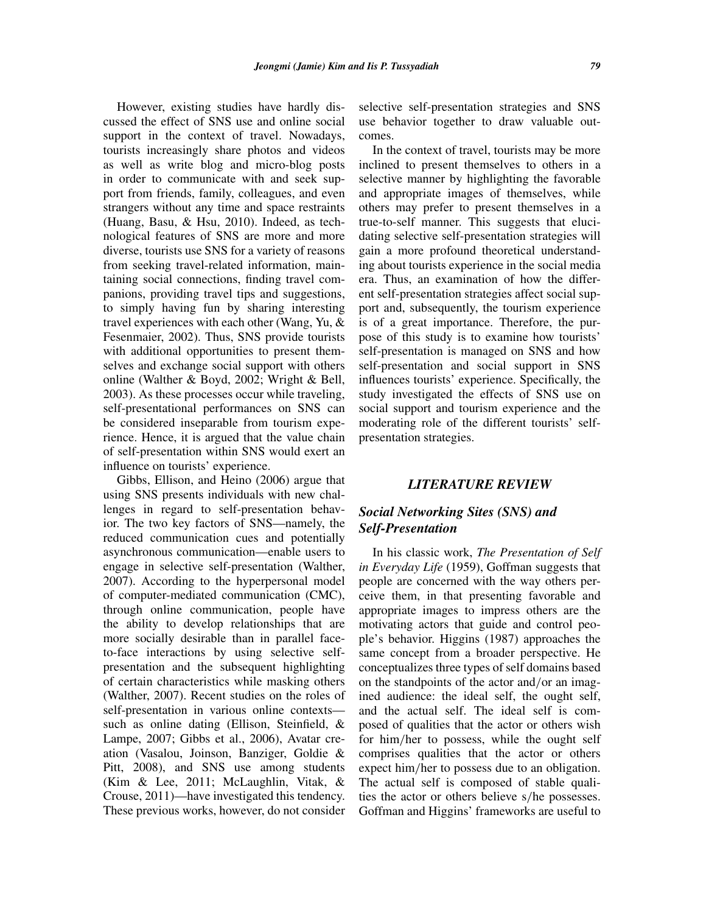However, existing studies have hardly discussed the effect of SNS use and online social support in the context of travel. Nowadays, tourists increasingly share photos and videos as well as write blog and micro-blog posts in order to communicate with and seek support from friends, family, colleagues, and even strangers without any time and space restraints (Huang, Basu, & Hsu, 2010). Indeed, as technological features of SNS are more and more diverse, tourists use SNS for a variety of reasons from seeking travel-related information, maintaining social connections, finding travel companions, providing travel tips and suggestions, to simply having fun by sharing interesting travel experiences with each other (Wang, Yu, & Fesenmaier, 2002). Thus, SNS provide tourists with additional opportunities to present themselves and exchange social support with others online (Walther & Boyd, 2002; Wright & Bell, 2003). As these processes occur while traveling, self-presentational performances on SNS can be considered inseparable from tourism experience. Hence, it is argued that the value chain of self-presentation within SNS would exert an influence on tourists' experience.

Gibbs, Ellison, and Heino (2006) argue that using SNS presents individuals with new challenges in regard to self-presentation behavior. The two key factors of SNS—namely, the reduced communication cues and potentially asynchronous communication—enable users to engage in selective self-presentation (Walther, 2007). According to the hyperpersonal model of computer-mediated communication (CMC), through online communication, people have the ability to develop relationships that are more socially desirable than in parallel face-to-face interactions by using selective self-presentation and the subsequent highlighting of certain characteristics while masking others (Walther, 2007). Recent studies on the roles of self-presentation in various online contexts—such as online dating (Ellison, Steinfield, & Lampe, 2007; Gibbs et al., 2006), Avatar creation (Vasalou, Joinson, Banziger, Goldie & Pitt, 2008), and SNS use among students (Kim & Lee, 2011; McLaughlin, Vitak, & Crouse, 2011)—have investigated this tendency. These previous works, however, do not consider selective self-presentation strategies and SNS use behavior together to draw valuable outcomes.

In the context of travel, tourists may be more inclined to present themselves to others in a selective manner by highlighting the favorable and appropriate images of themselves, while others may prefer to present themselves in a true-to-self manner. This suggests that elucidating selective self-presentation strategies will gain a more profound theoretical understanding about tourists experience in the social media era. Thus, an examination of how the different self-presentation strategies affect social support and, subsequently, the tourism experience is of a great importance. Therefore, the purpose of this study is to examine how tourists' self-presentation is managed on SNS and how self-presentation and social support in SNS influences tourists' experience. Specifically, the study investigated the effects of SNS use on social support and tourism experience and the moderating role of the different tourists' self-presentation strategies.

## *LITERATURE REVIEW*

### *Social Networking Sites (SNS) and Self-Presentation*

In his classic work, *The Presentation of Self in Everyday Life* (1959), Goffman suggests that people are concerned with the way others perceive them, in that presenting favorable and appropriate images to impress others are the motivating actors that guide and control people's behavior. Higgins (1987) approaches the same concept from a broader perspective. He conceptualizes three types of self domains based on the standpoints of the actor and/or an imagined audience: the ideal self, the ought self, and the actual self. The ideal self is composed of qualities that the actor or others wish for him/her to possess, while the ought self comprises qualities that the actor or others expect him/her to possess due to an obligation. The actual self is composed of stable qualities the actor or others believe s/he possesses. Goffman and Higgins' frameworks are useful to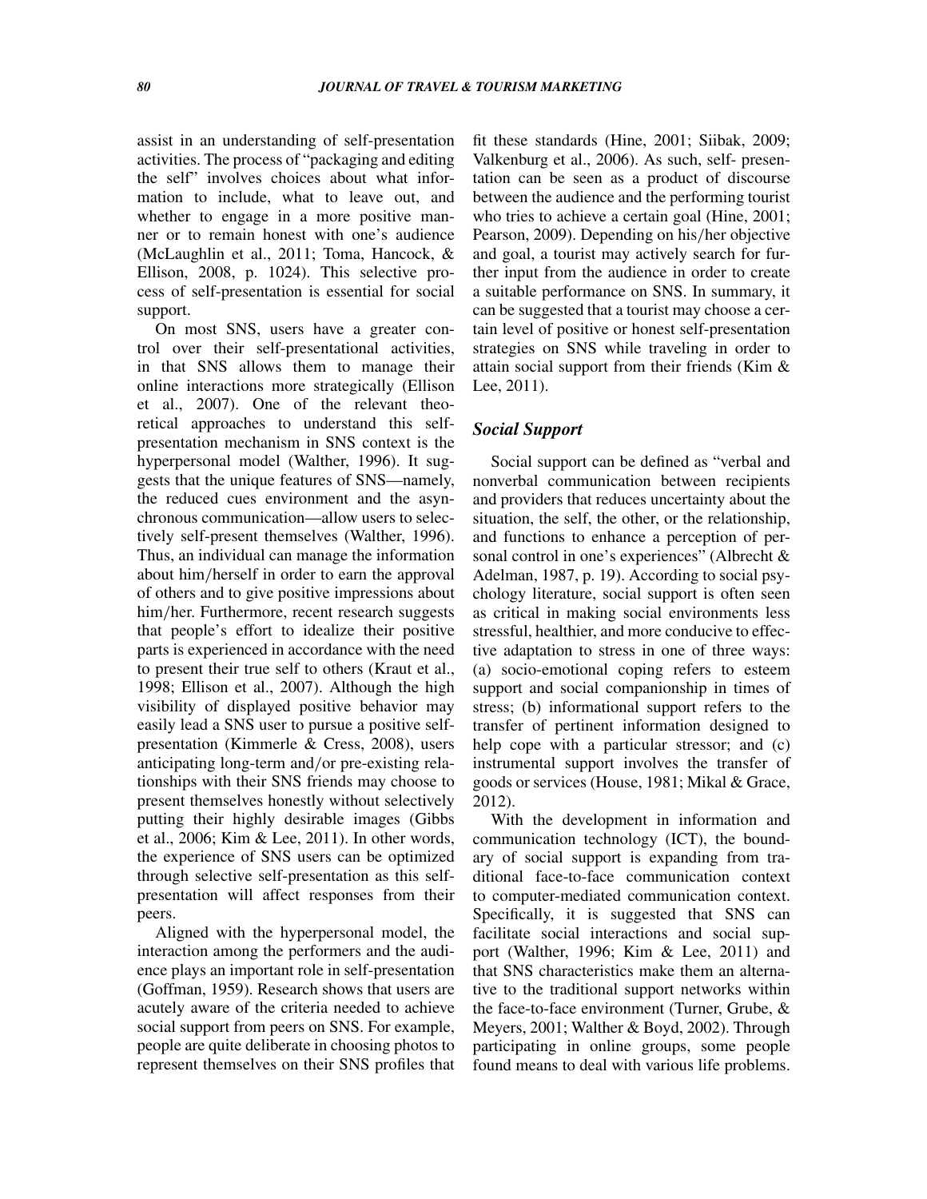assist in an understanding of self-presentation activities. The process of "packaging and editing the self" involves choices about what information to include, what to leave out, and whether to engage in a more positive manner or to remain honest with one's audience (McLaughlin et al., 2011; Toma, Hancock, & Ellison, 2008, p. 1024). This selective process of self-presentation is essential for social support.

On most SNS, users have a greater control over their self-presentational activities, in that SNS allows them to manage their online interactions more strategically (Ellison et al., 2007). One of the relevant theoretical approaches to understand this self-presentation mechanism in SNS context is the hyperpersonal model (Walther, 1996). It suggests that the unique features of SNS—namely, the reduced cues environment and the asynchronous communication—allow users to selectively self-present themselves (Walther, 1996). Thus, an individual can manage the information about him/herself in order to earn the approval of others and to give positive impressions about him/her. Furthermore, recent research suggests that people's effort to idealize their positive parts is experienced in accordance with the need to present their true self to others (Kraut et al., 1998; Ellison et al., 2007). Although the high visibility of displayed positive behavior may easily lead a SNS user to pursue a positive self-presentation (Kimmerle & Cress, 2008), users anticipating long-term and/or pre-existing relationships with their SNS friends may choose to present themselves honestly without selectively putting their highly desirable images (Gibbs et al., 2006; Kim & Lee, 2011). In other words, the experience of SNS users can be optimized through selective self-presentation as this self-presentation will affect responses from their peers.

Aligned with the hyperpersonal model, the interaction among the performers and the audience plays an important role in self-presentation (Goffman, 1959). Research shows that users are acutely aware of the criteria needed to achieve social support from peers on SNS. For example, people are quite deliberate in choosing photos to represent themselves on their SNS profiles that fit these standards (Hine, 2001; Siibak, 2009; Valkenburg et al., 2006). As such, self- presentation can be seen as a product of discourse between the audience and the performing tourist who tries to achieve a certain goal (Hine, 2001; Pearson, 2009). Depending on his/her objective and goal, a tourist may actively search for further input from the audience in order to create a suitable performance on SNS. In summary, it can be suggested that a tourist may choose a certain level of positive or honest self-presentation strategies on SNS while traveling in order to attain social support from their friends (Kim & Lee, 2011).

### *Social Support*

Social support can be defined as "verbal and nonverbal communication between recipients and providers that reduces uncertainty about the situation, the self, the other, or the relationship, and functions to enhance a perception of personal control in one's experiences" (Albrecht & Adelman, 1987, p. 19). According to social psychology literature, social support is often seen as critical in making social environments less stressful, healthier, and more conducive to effective adaptation to stress in one of three ways: (a) socio-emotional coping refers to esteem support and social companionship in times of stress; (b) informational support refers to the transfer of pertinent information designed to help cope with a particular stressor; and (c) instrumental support involves the transfer of goods or services (House, 1981; Mikal & Grace, 2012).

With the development in information and communication technology (ICT), the boundary of social support is expanding from traditional face-to-face communication context to computer-mediated communication context. Specifically, it is suggested that SNS can facilitate social interactions and social support (Walther, 1996; Kim & Lee, 2011) and that SNS characteristics make them an alternative to the traditional support networks within the face-to-face environment (Turner, Grube, & Meyers, 2001; Walther & Boyd, 2002). Through participating in online groups, some people found means to deal with various life problems.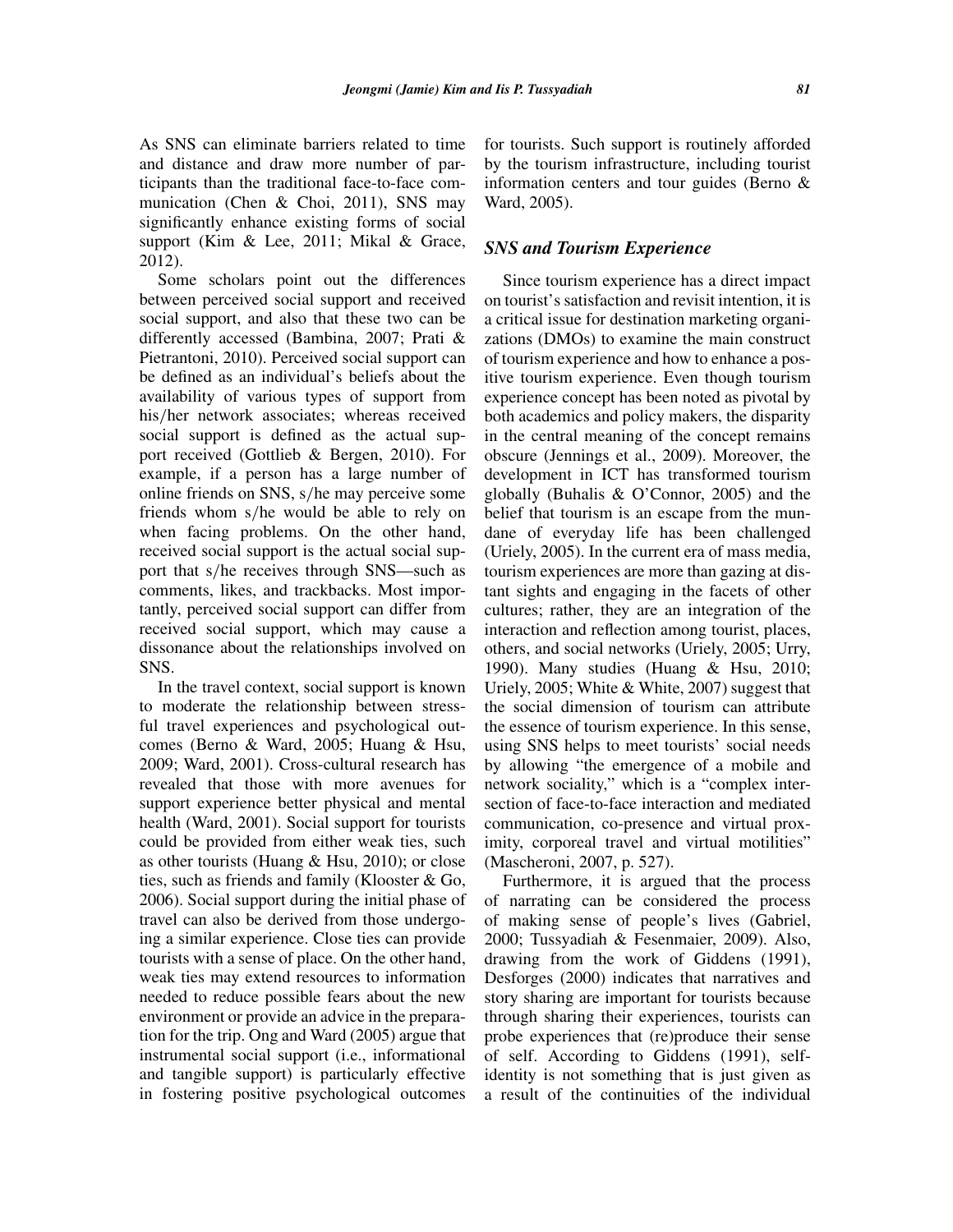As SNS can eliminate barriers related to time and distance and draw more number of participants than the traditional face-to-face communication (Chen & Choi, 2011), SNS may significantly enhance existing forms of social support (Kim & Lee, 2011; Mikal & Grace, 2012).

Some scholars point out the differences between perceived social support and received social support, and also that these two can be differently accessed (Bambina, 2007; Prati & Pietrantoni, 2010). Perceived social support can be defined as an individual's beliefs about the availability of various types of support from his/her network associates; whereas received social support is defined as the actual support received (Gottlieb & Bergen, 2010). For example, if a person has a large number of online friends on SNS, s/he may perceive some friends whom s/he would be able to rely on when facing problems. On the other hand, received social support is the actual social support that s/he receives through SNS—such as comments, likes, and trackbacks. Most importantly, perceived social support can differ from received social support, which may cause a dissonance about the relationships involved on SNS.

In the travel context, social support is known to moderate the relationship between stressful travel experiences and psychological outcomes (Berno & Ward, 2005; Huang & Hsu, 2009; Ward, 2001). Cross-cultural research has revealed that those with more avenues for support experience better physical and mental health (Ward, 2001). Social support for tourists could be provided from either weak ties, such as other tourists (Huang & Hsu, 2010); or close ties, such as friends and family (Klooster & Go, 2006). Social support during the initial phase of travel can also be derived from those undergoing a similar experience. Close ties can provide tourists with a sense of place. On the other hand, weak ties may extend resources to information needed to reduce possible fears about the new environment or provide an advice in the preparation for the trip. Ong and Ward (2005) argue that instrumental social support (i.e., informational and tangible support) is particularly effective in fostering positive psychological outcomes for tourists. Such support is routinely afforded by the tourism infrastructure, including tourist information centers and tour guides (Berno & Ward, 2005).

### *SNS and Tourism Experience*

Since tourism experience has a direct impact on tourist's satisfaction and revisit intention, it is a critical issue for destination marketing organizations (DMOs) to examine the main construct of tourism experience and how to enhance a positive tourism experience. Even though tourism experience concept has been noted as pivotal by both academics and policy makers, the disparity in the central meaning of the concept remains obscure (Jennings et al., 2009). Moreover, the development in ICT has transformed tourism globally (Buhalis & O'Connor, 2005) and the belief that tourism is an escape from the mundane of everyday life has been challenged (Uriely, 2005). In the current era of mass media, tourism experiences are more than gazing at distant sights and engaging in the facets of other cultures; rather, they are an integration of the interaction and reflection among tourist, places, others, and social networks (Uriely, 2005; Urry, 1990). Many studies (Huang & Hsu, 2010; Uriely, 2005; White & White, 2007) suggest that the social dimension of tourism can attribute the essence of tourism experience. In this sense, using SNS helps to meet tourists' social needs by allowing "the emergence of a mobile and network sociality," which is a "complex intersection of face-to-face interaction and mediated communication, co-presence and virtual proximity, corporeal travel and virtual motilities" (Mascheroni, 2007, p. 527).

Furthermore, it is argued that the process of narrating can be considered the process of making sense of people's lives (Gabriel, 2000; Tussyadiah & Fesenmaier, 2009). Also, drawing from the work of Giddens (1991), Desforges (2000) indicates that narratives and story sharing are important for tourists because through sharing their experiences, tourists can probe experiences that (re)produce their sense of self. According to Giddens (1991), self-identity is not something that is just given as a result of the continuities of the individual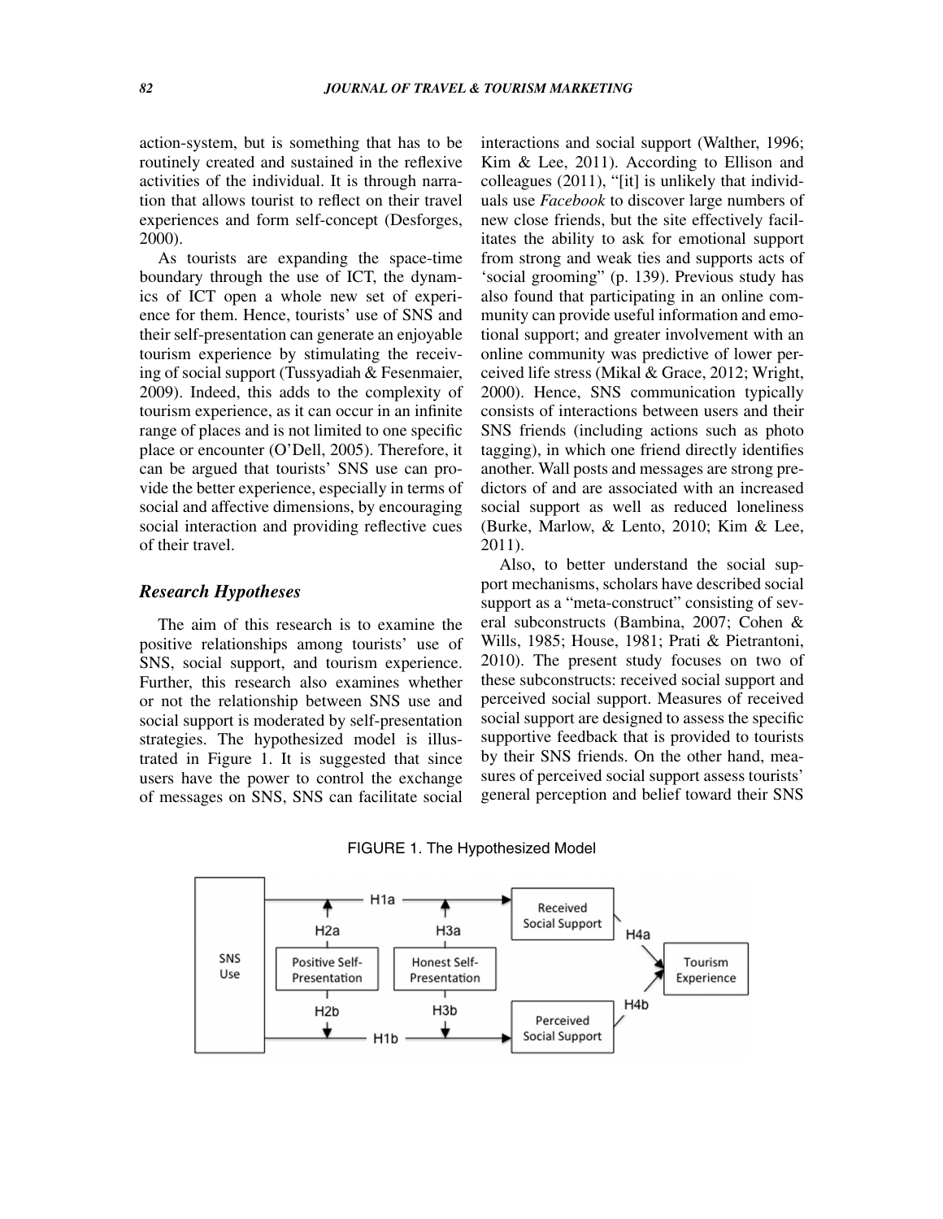action-system, but is something that has to be routinely created and sustained in the reflexive activities of the individual. It is through narration that allows tourist to reflect on their travel experiences and form self-concept (Desforges, 2000).

As tourists are expanding the space-time boundary through the use of ICT, the dynamics of ICT open a whole new set of experience for them. Hence, tourists' use of SNS and their self-presentation can generate an enjoyable tourism experience by stimulating the receiving of social support (Tussyadiah & Fesenmaier, 2009). Indeed, this adds to the complexity of tourism experience, as it can occur in an infinite range of places and is not limited to one specific place or encounter (O'Dell, 2005). Therefore, it can be argued that tourists' SNS use can provide the better experience, especially in terms of social and affective dimensions, by encouraging social interaction and providing reflective cues of their travel.

### *Research Hypotheses*

The aim of this research is to examine the positive relationships among tourists' use of SNS, social support, and tourism experience. Further, this research also examines whether or not the relationship between SNS use and social support is moderated by self-presentation strategies. The hypothesized model is illustrated in Figure 1. It is suggested that since users have the power to control the exchange of messages on SNS, SNS can facilitate social interactions and social support (Walther, 1996; Kim & Lee, 2011). According to Ellison and colleagues (2011), "[it] is unlikely that individuals use *Facebook* to discover large numbers of new close friends, but the site effectively facilitates the ability to ask for emotional support from strong and weak ties and supports acts of 'social grooming" (p. 139). Previous study has also found that participating in an online community can provide useful information and emotional support; and greater involvement with an online community was predictive of lower perceived life stress (Mikal & Grace, 2012; Wright, 2000). Hence, SNS communication typically consists of interactions between users and their SNS friends (including actions such as photo tagging), in which one friend directly identifies another. Wall posts and messages are strong predictors of and are associated with an increased social support as well as reduced loneliness (Burke, Marlow, & Lento, 2010; Kim & Lee, 2011).

Also, to better understand the social support mechanisms, scholars have described social support as a "meta-construct" consisting of several subconstructs (Bambina, 2007; Cohen & Wills, 1985; House, 1981; Prati & Pietrantoni, 2010). The present study focuses on two of these subconstructs: received social support and perceived social support. Measures of received social support are designed to assess the specific supportive feedback that is provided to tourists by their SNS friends. On the other hand, measures of perceived social support assess tourists' general perception and belief toward their SNS

FIGURE 1. The Hypothesized Model

SNS Use → H1a → Received Social Support → H4a → Tourism Experience

SNS Use → H1b → Perceived Social Support → H4b → Tourism Experience

Positive Self-Presentation (H2a, H2b); Honest Self-Presentation (H3a, H3b)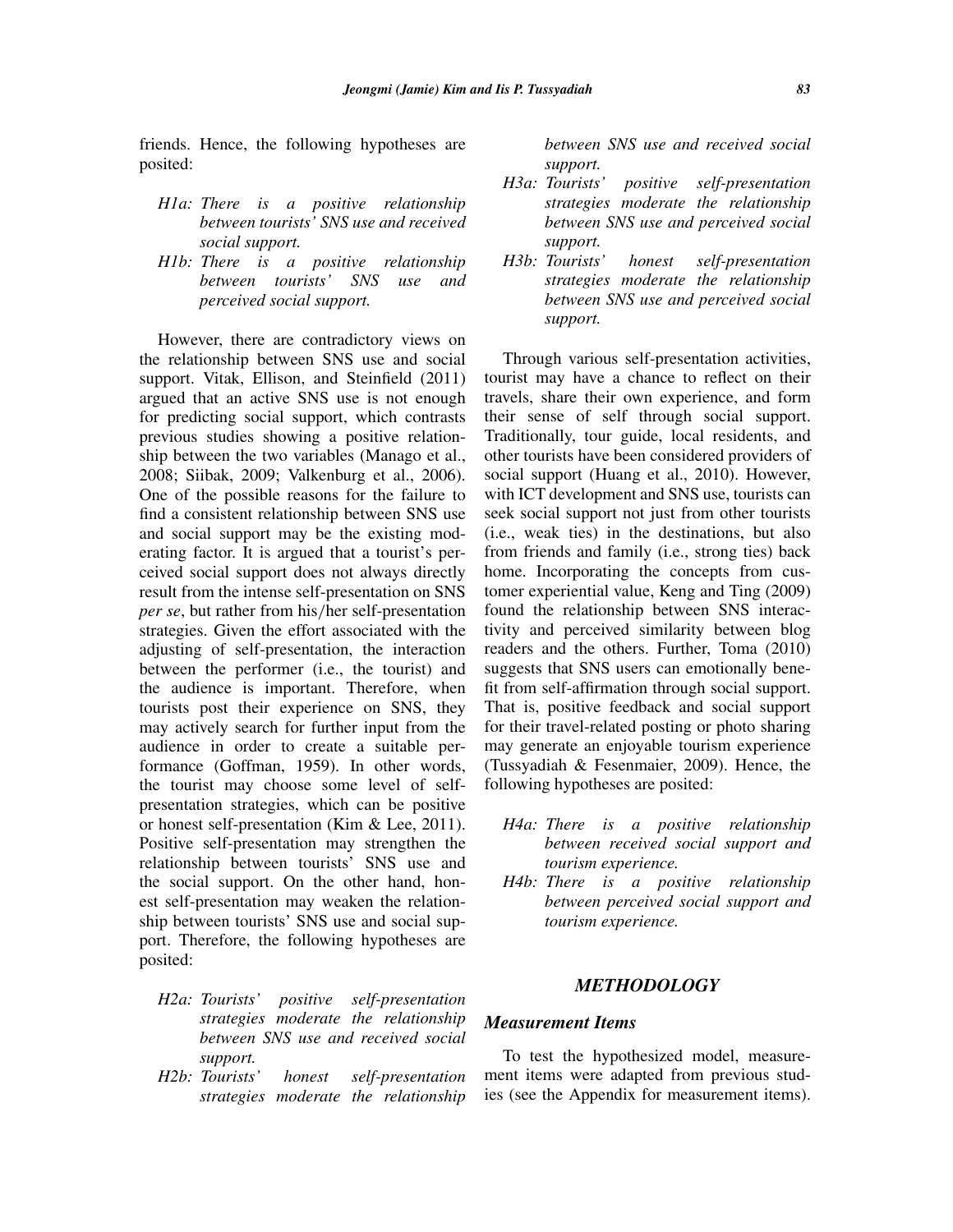friends. Hence, the following hypotheses are posited:

- *H1a: There is a positive relationship between tourists' SNS use and received social support.*
- *H1b: There is a positive relationship between tourists' SNS use and perceived social support.*

However, there are contradictory views on the relationship between SNS use and social support. Vitak, Ellison, and Steinfield (2011) argued that an active SNS use is not enough for predicting social support, which contrasts previous studies showing a positive relationship between the two variables (Manago et al., 2008; Siibak, 2009; Valkenburg et al., 2006). One of the possible reasons for the failure to find a consistent relationship between SNS use and social support may be the existing moderating factor. It is argued that a tourist's perceived social support does not always directly result from the intense self-presentation on SNS *per se*, but rather from his/her self-presentation strategies. Given the effort associated with the adjusting of self-presentation, the interaction between the performer (i.e., the tourist) and the audience is important. Therefore, when tourists post their experience on SNS, they may actively search for further input from the audience in order to create a suitable performance (Goffman, 1959). In other words, the tourist may choose some level of self-presentation strategies, which can be positive or honest self-presentation (Kim & Lee, 2011). Positive self-presentation may strengthen the relationship between tourists' SNS use and the social support. On the other hand, honest self-presentation may weaken the relationship between tourists' SNS use and social support. Therefore, the following hypotheses are posited:

- *H2a: Tourists' positive self-presentation strategies moderate the relationship between SNS use and received social support.*
- *H2b: Tourists' honest self-presentation strategies moderate the relationship between SNS use and received social support.*
- *H3a: Tourists' positive self-presentation strategies moderate the relationship between SNS use and perceived social support.*
- *H3b: Tourists' honest self-presentation strategies moderate the relationship between SNS use and perceived social support.*

Through various self-presentation activities, tourist may have a chance to reflect on their travels, share their own experience, and form their sense of self through social support. Traditionally, tour guide, local residents, and other tourists have been considered providers of social support (Huang et al., 2010). However, with ICT development and SNS use, tourists can seek social support not just from other tourists (i.e., weak ties) in the destinations, but also from friends and family (i.e., strong ties) back home. Incorporating the concepts from customer experiential value, Keng and Ting (2009) found the relationship between SNS interactivity and perceived similarity between blog readers and the others. Further, Toma (2010) suggests that SNS users can emotionally benefit from self-affirmation through social support. That is, positive feedback and social support for their travel-related posting or photo sharing may generate an enjoyable tourism experience (Tussyadiah & Fesenmaier, 2009). Hence, the following hypotheses are posited:

- *H4a: There is a positive relationship between received social support and tourism experience.*
- *H4b: There is a positive relationship between perceived social support and tourism experience.*

## METHODOLOGY

### Measurement Items

To test the hypothesized model, measurement items were adapted from previous studies (see the Appendix for measurement items).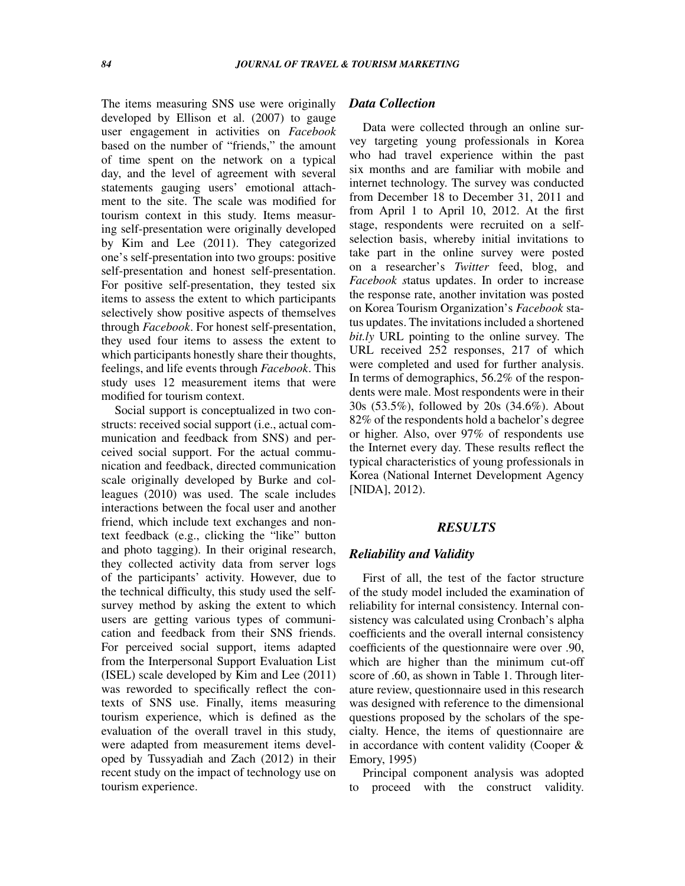The items measuring SNS use were originally developed by Ellison et al. (2007) to gauge user engagement in activities on *Facebook* based on the number of "friends," the amount of time spent on the network on a typical day, and the level of agreement with several statements gauging users' emotional attachment to the site. The scale was modified for tourism context in this study. Items measuring self-presentation were originally developed by Kim and Lee (2011). They categorized one's self-presentation into two groups: positive self-presentation and honest self-presentation. For positive self-presentation, they tested six items to assess the extent to which participants selectively show positive aspects of themselves through *Facebook*. For honest self-presentation, they used four items to assess the extent to which participants honestly share their thoughts, feelings, and life events through *Facebook*. This study uses 12 measurement items that were modified for tourism context.

Social support is conceptualized in two constructs: received social support (i.e., actual communication and feedback from SNS) and perceived social support. For the actual communication and feedback, directed communication scale originally developed by Burke and colleagues (2010) was used. The scale includes interactions between the focal user and another friend, which include text exchanges and non-text feedback (e.g., clicking the "like" button and photo tagging). In their original research, they collected activity data from server logs of the participants' activity. However, due to the technical difficulty, this study used the self-survey method by asking the extent to which users are getting various types of communication and feedback from their SNS friends. For perceived social support, items adapted from the Interpersonal Support Evaluation List (ISEL) scale developed by Kim and Lee (2011) was reworded to specifically reflect the contexts of SNS use. Finally, items measuring tourism experience, which is defined as the evaluation of the overall travel in this study, were adapted from measurement items developed by Tussyadiah and Zach (2012) in their recent study on the impact of technology use on tourism experience.

### *Data Collection*

Data were collected through an online survey targeting young professionals in Korea who had travel experience within the past six months and are familiar with mobile and internet technology. The survey was conducted from December 18 to December 31, 2011 and from April 1 to April 10, 2012. At the first stage, respondents were recruited on a self-selection basis, whereby initial invitations to take part in the online survey were posted on a researcher's *Twitter* feed, blog, and *Facebook s*tatus updates. In order to increase the response rate, another invitation was posted on Korea Tourism Organization's *Facebook* status updates. The invitations included a shortened *bit.ly* URL pointing to the online survey. The URL received 252 responses, 217 of which were completed and used for further analysis. In terms of demographics, 56.2% of the respondents were male. Most respondents were in their 30s (53.5%), followed by 20s (34.6%). About 82% of the respondents hold a bachelor's degree or higher. Also, over 97% of respondents use the Internet every day. These results reflect the typical characteristics of young professionals in Korea (National Internet Development Agency [NIDA], 2012).

## *RESULTS*

### *Reliability and Validity*

First of all, the test of the factor structure of the study model included the examination of reliability for internal consistency. Internal consistency was calculated using Cronbach's alpha coefficients and the overall internal consistency coefficients of the questionnaire were over .90, which are higher than the minimum cut-off score of .60, as shown in Table 1. Through literature review, questionnaire used in this research was designed with reference to the dimensional questions proposed by the scholars of the specialty. Hence, the items of questionnaire are in accordance with content validity (Cooper & Emory, 1995)

Principal component analysis was adopted to proceed with the construct validity.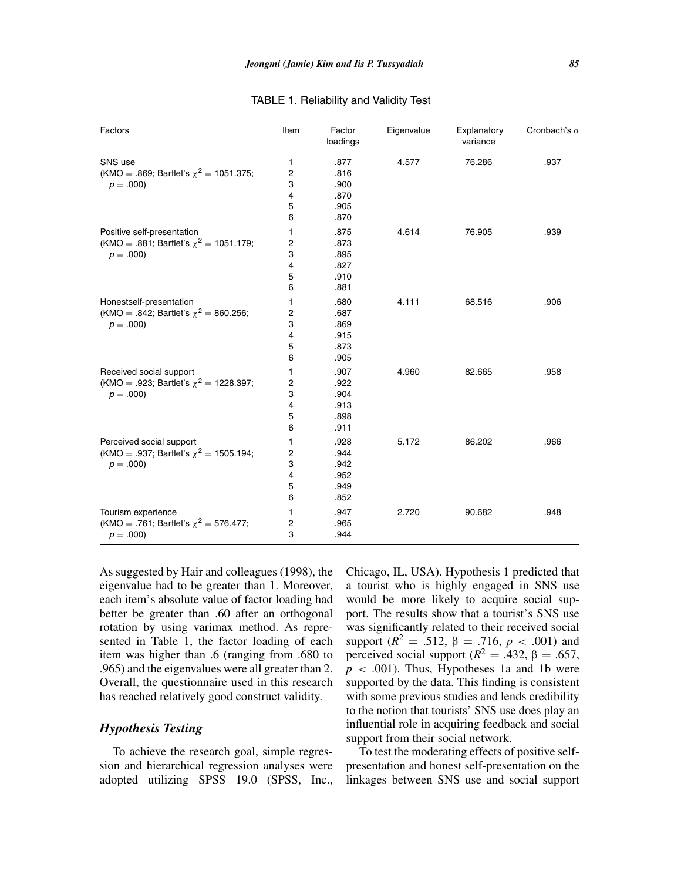TABLE 1. Reliability and Validity Test

| Factors | Item | Factor loadings | Eigenvalue | Explanatory variance | Cronbach's α |
|---|---|---|---|---|---|
| SNS use (KMO = .869; Bartlet's $\chi^2$ = 1051.375; $p$ = .000) | 1 | .877 | 4.577 | 76.286 | .937 |
| | 2 | .816 | | | |
| | 3 | .900 | | | |
| | 4 | .870 | | | |
| | 5 | .905 | | | |
| | 6 | .870 | | | |
| Positive self-presentation (KMO = .881; Bartlet's $\chi^2$ = 1051.179; $p$ = .000) | 1 | .875 | 4.614 | 76.905 | .939 |
| | 2 | .873 | | | |
| | 3 | .895 | | | |
| | 4 | .827 | | | |
| | 5 | .910 | | | |
| | 6 | .881 | | | |
| Honestself-presentation (KMO = .842; Bartlet's $\chi^2$ = 860.256; $p$ = .000) | 1 | .680 | 4.111 | 68.516 | .906 |
| | 2 | .687 | | | |
| | 3 | .869 | | | |
| | 4 | .915 | | | |
| | 5 | .873 | | | |
| | 6 | .905 | | | |
| Received social support (KMO = .923; Bartlet's $\chi^2$ = 1228.397; $p$ = .000) | 1 | .907 | 4.960 | 82.665 | .958 |
| | 2 | .922 | | | |
| | 3 | .904 | | | |
| | 4 | .913 | | | |
| | 5 | .898 | | | |
| | 6 | .911 | | | |
| Perceived social support (KMO = .937; Bartlet's $\chi^2$ = 1505.194; $p$ = .000) | 1 | .928 | 5.172 | 86.202 | .966 |
| | 2 | .944 | | | |
| | 3 | .942 | | | |
| | 4 | .952 | | | |
| | 5 | .949 | | | |
| | 6 | .852 | | | |
| Tourism experience (KMO = .761; Bartlet's $\chi^2$ = 576.477; $p$ = .000) | 1 | .947 | 2.720 | 90.682 | .948 |
| | 2 | .965 | | | |
| | 3 | .944 | | | |

As suggested by Hair and colleagues (1998), the eigenvalue had to be greater than 1. Moreover, each item's absolute value of factor loading had better be greater than .60 after an orthogonal rotation by using varimax method. As represented in Table 1, the factor loading of each item was higher than .6 (ranging from .680 to .965) and the eigenvalues were all greater than 2. Overall, the questionnaire used in this research has reached relatively good construct validity.

### *Hypothesis Testing*

To achieve the research goal, simple regression and hierarchical regression analyses were adopted utilizing SPSS 19.0 (SPSS, Inc., Chicago, IL, USA). Hypothesis 1 predicted that a tourist who is highly engaged in SNS use would be more likely to acquire social support. The results show that a tourist's SNS use was significantly related to their received social support ($R^2$ = .512, β = .716, $p$ < .001) and perceived social support ($R^2$ = .432, β = .657, $p$ < .001). Thus, Hypotheses 1a and 1b were supported by the data. This finding is consistent with some previous studies and lends credibility to the notion that tourists' SNS use does play an influential role in acquiring feedback and social support from their social network.

To test the moderating effects of positive self-presentation and honest self-presentation on the linkages between SNS use and social support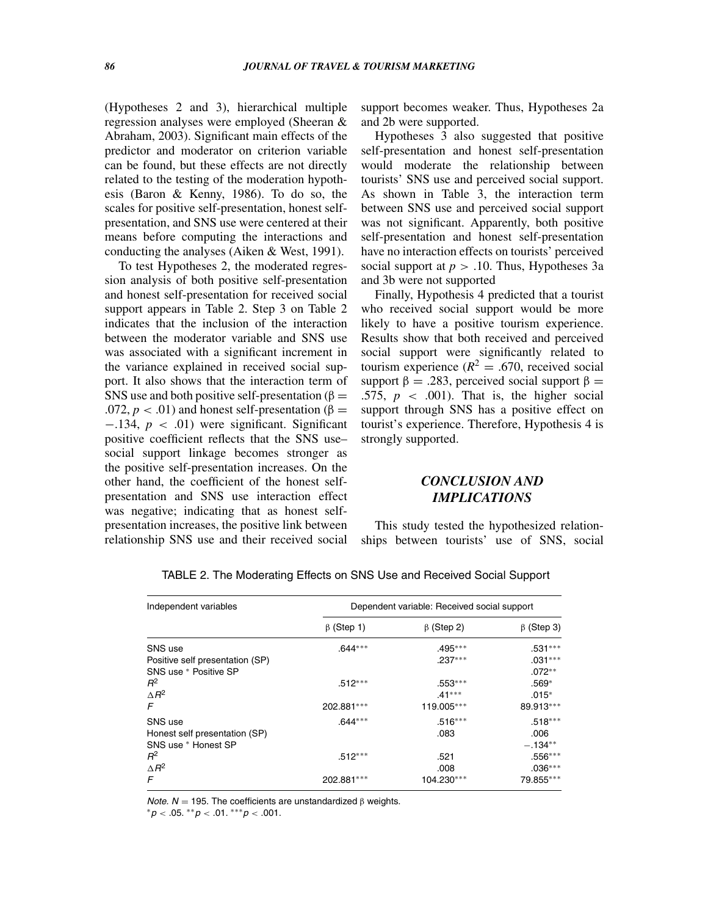(Hypotheses 2 and 3), hierarchical multiple regression analyses were employed (Sheeran & Abraham, 2003). Significant main effects of the predictor and moderator on criterion variable can be found, but these effects are not directly related to the testing of the moderation hypothesis (Baron & Kenny, 1986). To do so, the scales for positive self-presentation, honest self-presentation, and SNS use were centered at their means before computing the interactions and conducting the analyses (Aiken & West, 1991).

To test Hypotheses 2, the moderated regression analysis of both positive self-presentation and honest self-presentation for received social support appears in Table 2. Step 3 on Table 2 indicates that the inclusion of the interaction between the moderator variable and SNS use was associated with a significant increment in the variance explained in received social support. It also shows that the interaction term of SNS use and both positive self-presentation ($\beta = .072$, $p < .01$) and honest self-presentation ($\beta = -.134$, $p < .01$) were significant. Significant positive coefficient reflects that the SNS use–social support linkage becomes stronger as the positive self-presentation increases. On the other hand, the coefficient of the honest self-presentation and SNS use interaction effect was negative; indicating that as honest self-presentation increases, the positive link between relationship SNS use and their received social support becomes weaker. Thus, Hypotheses 2a and 2b were supported.

Hypotheses 3 also suggested that positive self-presentation and honest self-presentation would moderate the relationship between tourists' SNS use and perceived social support. As shown in Table 3, the interaction term between SNS use and perceived social support was not significant. Apparently, both positive self-presentation and honest self-presentation have no interaction effects on tourists' perceived social support at $p > .10$. Thus, Hypotheses 3a and 3b were not supported

Finally, Hypothesis 4 predicted that a tourist who received social support would be more likely to have a positive tourism experience. Results show that both received and perceived social support were significantly related to tourism experience ($R^2 = .670$, received social support $\beta = .283$, perceived social support $\beta = .575$, $p < .001$). That is, the higher social support through SNS has a positive effect on tourist's experience. Therefore, Hypothesis 4 is strongly supported.

## CONCLUSION AND IMPLICATIONS

This study tested the hypothesized relationships between tourists' use of SNS, social

TABLE 2. The Moderating Effects on SNS Use and Received Social Support

| Independent variables | Dependent variable: Received social support | | |
|---|---|---|---|
| | β (Step 1) | β (Step 2) | β (Step 3) |
| SNS use | .644*** | .495*** | .531*** |
| Positive self presentation (SP) | | .237*** | .031*** |
| SNS use * Positive SP | | | .072** |
| $R^2$ | .512*** | .553*** | .569* |
| $\Delta R^2$ | | .41*** | .015* |
| $F$ | 202.881*** | 119.005*** | 89.913*** |
| SNS use | .644*** | .516*** | .518*** |
| Honest self presentation (SP) | | .083 | .006 |
| SNS use * Honest SP | | | −.134** |
| $R^2$ | .512*** | .521 | .556*** |
| $\Delta R^2$ | | .008 | .036*** |
| $F$ | 202.881*** | 104.230*** | 79.855*** |

*Note.* $N = 195$. The coefficients are unstandardized β weights.
$^{*}p < .05$. $^{**}p < .01$. $^{***}p < .001$.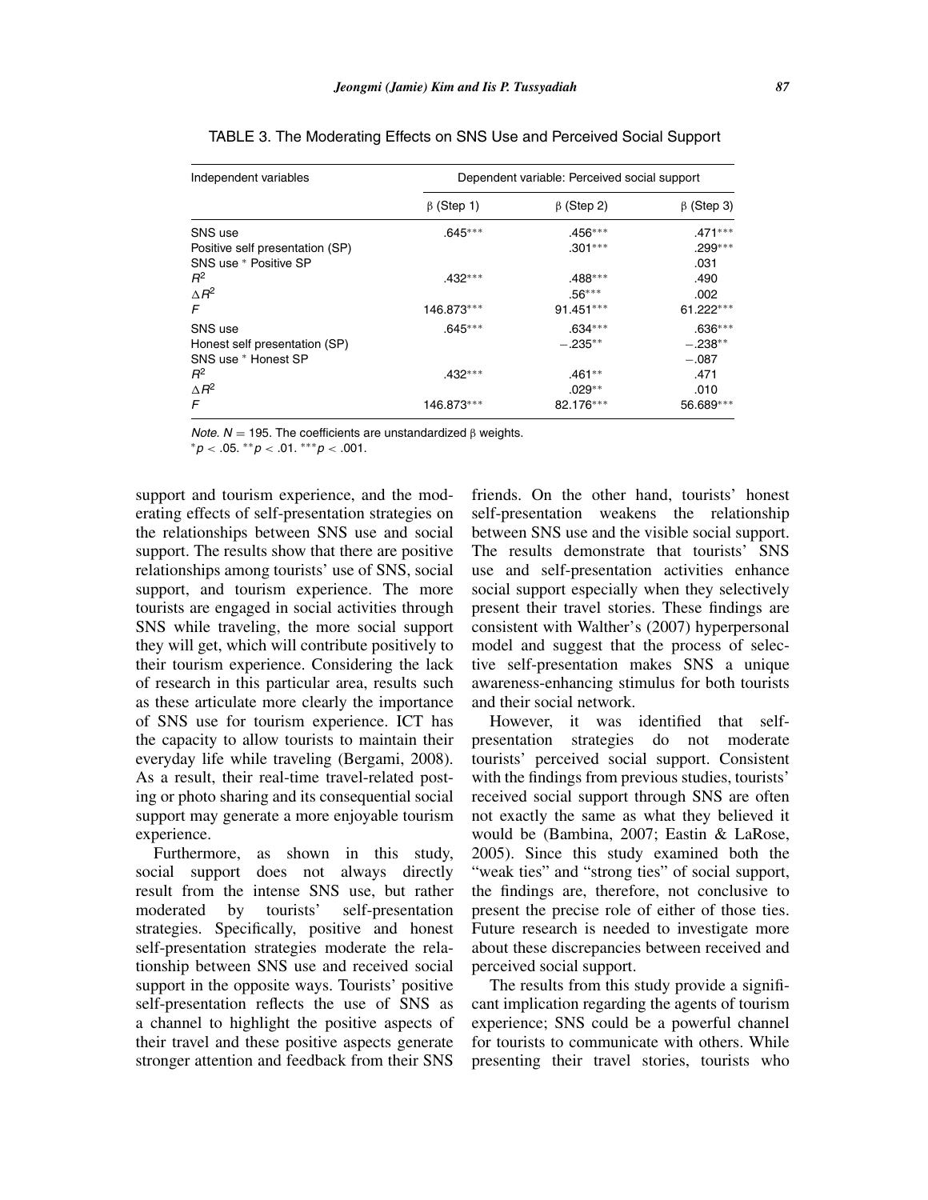TABLE 3. The Moderating Effects on SNS Use and Perceived Social Support

| Independent variables | Dependent variable: Perceived social support | | |
|---|---|---|---|
| | β (Step 1) | β (Step 2) | β (Step 3) |
| SNS use | .645*** | .456*** | .471*** |
| Positive self presentation (SP) | | .301*** | .299*** |
| SNS use * Positive SP | | | .031 |
| $R^2$ | .432*** | .488*** | .490 |
| $\Delta R^2$ | | .56*** | .002 |
| $F$ | 146.873*** | 91.451*** | 61.222*** |
| SNS use | .645*** | .634*** | .636*** |
| Honest self presentation (SP) | | −.235** | −.238** |
| SNS use * Honest SP | | | −.087 |
| $R^2$ | .432*** | .461** | .471 |
| $\Delta R^2$ | | .029** | .010 |
| $F$ | 146.873*** | 82.176*** | 56.689*** |

*Note.* $N = 195$. The coefficients are unstandardized β weights.
*$p < .05$. **$p < .01$. ***$p < .001$.

support and tourism experience, and the moderating effects of self-presentation strategies on the relationships between SNS use and social support. The results show that there are positive relationships among tourists' use of SNS, social support, and tourism experience. The more tourists are engaged in social activities through SNS while traveling, the more social support they will get, which will contribute positively to their tourism experience. Considering the lack of research in this particular area, results such as these articulate more clearly the importance of SNS use for tourism experience. ICT has the capacity to allow tourists to maintain their everyday life while traveling (Bergami, 2008). As a result, their real-time travel-related posting or photo sharing and its consequential social support may generate a more enjoyable tourism experience.

Furthermore, as shown in this study, social support does not always directly result from the intense SNS use, but rather moderated by tourists' self-presentation strategies. Specifically, positive and honest self-presentation strategies moderate the relationship between SNS use and received social support in the opposite ways. Tourists' positive self-presentation reflects the use of SNS as a channel to highlight the positive aspects of their travel and these positive aspects generate stronger attention and feedback from their SNS friends. On the other hand, tourists' honest self-presentation weakens the relationship between SNS use and the visible social support. The results demonstrate that tourists' SNS use and self-presentation activities enhance social support especially when they selectively present their travel stories. These findings are consistent with Walther's (2007) hyperpersonal model and suggest that the process of selective self-presentation makes SNS a unique awareness-enhancing stimulus for both tourists and their social network.

However, it was identified that self-presentation strategies do not moderate tourists' perceived social support. Consistent with the findings from previous studies, tourists' received social support through SNS are often not exactly the same as what they believed it would be (Bambina, 2007; Eastin & LaRose, 2005). Since this study examined both the "weak ties" and "strong ties" of social support, the findings are, therefore, not conclusive to present the precise role of either of those ties. Future research is needed to investigate more about these discrepancies between received and perceived social support.

The results from this study provide a significant implication regarding the agents of tourism experience; SNS could be a powerful channel for tourists to communicate with others. While presenting their travel stories, tourists who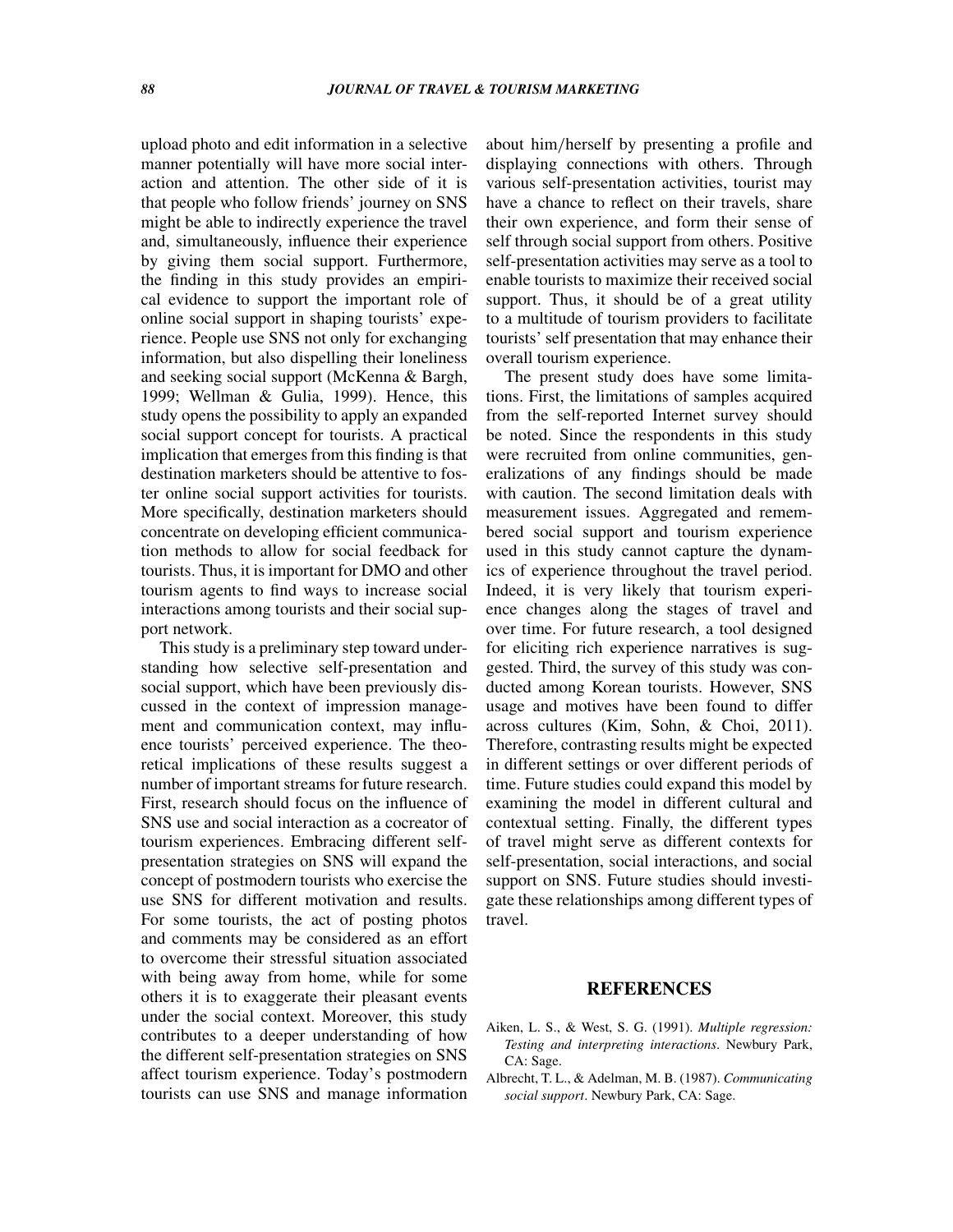upload photo and edit information in a selective manner potentially will have more social interaction and attention. The other side of it is that people who follow friends' journey on SNS might be able to indirectly experience the travel and, simultaneously, influence their experience by giving them social support. Furthermore, the finding in this study provides an empirical evidence to support the important role of online social support in shaping tourists' experience. People use SNS not only for exchanging information, but also dispelling their loneliness and seeking social support (McKenna & Bargh, 1999; Wellman & Gulia, 1999). Hence, this study opens the possibility to apply an expanded social support concept for tourists. A practical implication that emerges from this finding is that destination marketers should be attentive to foster online social support activities for tourists. More specifically, destination marketers should concentrate on developing efficient communication methods to allow for social feedback for tourists. Thus, it is important for DMO and other tourism agents to find ways to increase social interactions among tourists and their social support network.

This study is a preliminary step toward understanding how selective self-presentation and social support, which have been previously discussed in the context of impression management and communication context, may influence tourists' perceived experience. The theoretical implications of these results suggest a number of important streams for future research. First, research should focus on the influence of SNS use and social interaction as a cocreator of tourism experiences. Embracing different self-presentation strategies on SNS will expand the concept of postmodern tourists who exercise the use SNS for different motivation and results. For some tourists, the act of posting photos and comments may be considered as an effort to overcome their stressful situation associated with being away from home, while for some others it is to exaggerate their pleasant events under the social context. Moreover, this study contributes to a deeper understanding of how the different self-presentation strategies on SNS affect tourism experience. Today's postmodern tourists can use SNS and manage information about him/herself by presenting a profile and displaying connections with others. Through various self-presentation activities, tourist may have a chance to reflect on their travels, share their own experience, and form their sense of self through social support from others. Positive self-presentation activities may serve as a tool to enable tourists to maximize their received social support. Thus, it should be of a great utility to a multitude of tourism providers to facilitate tourists' self presentation that may enhance their overall tourism experience.

The present study does have some limitations. First, the limitations of samples acquired from the self-reported Internet survey should be noted. Since the respondents in this study were recruited from online communities, generalizations of any findings should be made with caution. The second limitation deals with measurement issues. Aggregated and remembered social support and tourism experience used in this study cannot capture the dynamics of experience throughout the travel period. Indeed, it is very likely that tourism experience changes along the stages of travel and over time. For future research, a tool designed for eliciting rich experience narratives is suggested. Third, the survey of this study was conducted among Korean tourists. However, SNS usage and motives have been found to differ across cultures (Kim, Sohn, & Choi, 2011). Therefore, contrasting results might be expected in different settings or over different periods of time. Future studies could expand this model by examining the model in different cultural and contextual setting. Finally, the different types of travel might serve as different contexts for self-presentation, social interactions, and social support on SNS. Future studies should investigate these relationships among different types of travel.

## REFERENCES

Aiken, L. S., & West, S. G. (1991). *Multiple regression: Testing and interpreting interactions*. Newbury Park, CA: Sage.

Albrecht, T. L., & Adelman, M. B. (1987). *Communicating social support*. Newbury Park, CA: Sage.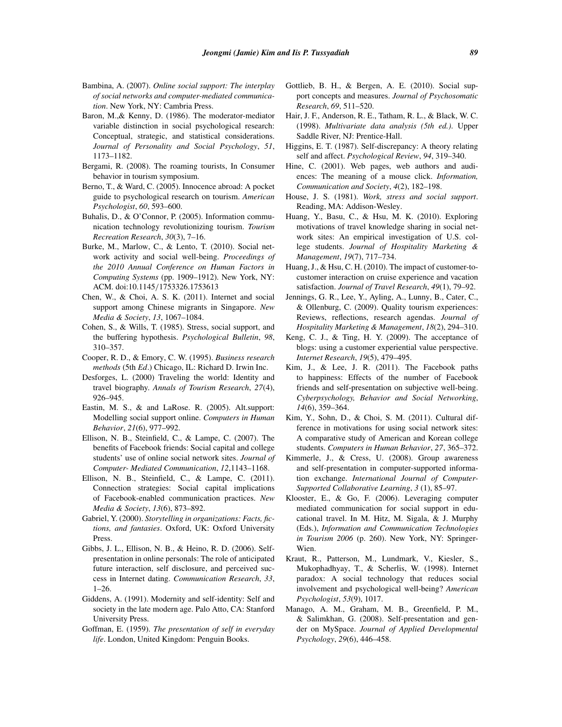Bambina, A. (2007). *Online social support: The interplay of social networks and computer-mediated communication*. New York, NY: Cambria Press.

Baron, M.,& Kenny, D. (1986). The moderator-mediator variable distinction in social psychological research: Conceptual, strategic, and statistical considerations. *Journal of Personality and Social Psychology*, *51*, 1173–1182.

Bergami, R. (2008). The roaming tourists, In Consumer behavior in tourism symposium.

Berno, T., & Ward, C. (2005). Innocence abroad: A pocket guide to psychological research on tourism. *American Psychologist*, *60*, 593–600.

Buhalis, D., & O'Connor, P. (2005). Information communication technology revolutionizing tourism. *Tourism Recreation Research*, *30*(3), 7–16.

Burke, M., Marlow, C., & Lento, T. (2010). Social network activity and social well-being. *Proceedings of the 2010 Annual Conference on Human Factors in Computing Systems* (pp. 1909–1912). New York, NY: ACM. doi:10.1145/1753326.1753613

Chen, W., & Choi, A. S. K. (2011). Internet and social support among Chinese migrants in Singapore. *New Media & Society*, *13*, 1067–1084.

Cohen, S., & Wills, T. (1985). Stress, social support, and the buffering hypothesis. *Psychological Bulletin*, *98*, 310–357.

Cooper, R. D., & Emory, C. W. (1995). *Business research methods* (5th *Ed*.) Chicago, IL: Richard D. Irwin Inc.

Desforges, L. (2000) Traveling the world: Identity and travel biography. *Annals of Tourism Research*, *27*(4), 926–945.

Eastin, M. S., & and LaRose. R. (2005). Alt.support: Modelling social support online. *Computers in Human Behavior*, *21*(6), 977–992.

Ellison, N. B., Steinfield, C., & Lampe, C. (2007). The benefits of Facebook friends: Social capital and college students' use of online social network sites. *Journal of Computer- Mediated Communication*, *12*,1143–1168.

Ellison, N. B., Steinfield, C., & Lampe, C. (2011). Connection strategies: Social capital implications of Facebook-enabled communication practices. *New Media & Society*, *13*(6), 873–892.

Gabriel, Y. (2000). *Storytelling in organizations: Facts, fictions, and fantasies*. Oxford, UK: Oxford University Press.

Gibbs, J. L., Ellison, N. B., & Heino, R. D. (2006). Self-presentation in online personals: The role of anticipated future interaction, self disclosure, and perceived success in Internet dating. *Communication Research*, *33*, 1–26.

Giddens, A. (1991). Modernity and self-identity: Self and society in the late modern age. Palo Atto, CA: Stanford University Press.

Goffman, E. (1959). *The presentation of self in everyday life*. London, United Kingdom: Penguin Books.

Gottlieb, B. H., & Bergen, A. E. (2010). Social support concepts and measures. *Journal of Psychosomatic Research*, *69*, 511–520.

Hair, J. F., Anderson, R. E., Tatham, R. L., & Black, W. C. (1998). *Multivariate data analysis (5th ed.)*. Upper Saddle River, NJ: Prentice-Hall.

Higgins, E. T. (1987). Self-discrepancy: A theory relating self and affect. *Psychological Review*, *94*, 319–340.

Hine, C. (2001). Web pages, web authors and audiences: The meaning of a mouse click. *Information, Communication and Society*, *4*(2), 182–198.

House, J. S. (1981). *Work, stress and social support*. Reading, MA: Addison-Wesley.

Huang, Y., Basu, C., & Hsu, M. K. (2010). Exploring motivations of travel knowledge sharing in social network sites: An empirical investigation of U.S. college students. *Journal of Hospitality Marketing & Management*, *19*(7), 717–734.

Huang, J., & Hsu, C. H. (2010). The impact of customer-to-customer interaction on cruise experience and vacation satisfaction. *Journal of Travel Research*, *49*(1), 79–92.

Jennings, G. R., Lee, Y., Ayling, A., Lunny, B., Cater, C., & Ollenburg, C. (2009). Quality tourism experiences: Reviews, reflections, research agendas. *Journal of Hospitality Marketing & Management*, *18*(2), 294–310.

Keng, C. J., & Ting, H. Y. (2009). The acceptance of blogs: using a customer experiential value perspective. *Internet Research*, *19*(5), 479–495.

Kim, J., & Lee, J. R. (2011). The Facebook paths to happiness: Effects of the number of Facebook friends and self-presentation on subjective well-being. *Cyberpsychology, Behavior and Social Networking*, *14*(6), 359–364.

Kim, Y., Sohn, D., & Choi, S. M. (2011). Cultural difference in motivations for using social network sites: A comparative study of American and Korean college students. *Computers in Human Behavior*, *27*, 365–372.

Kimmerle, J., & Cress, U. (2008). Group awareness and self-presentation in computer-supported information exchange. *International Journal of Computer-Supported Collaborative Learning*, *3* (1), 85–97.

Klooster, E., & Go, F. (2006). Leveraging computer mediated communication for social support in educational travel. In M. Hitz, M. Sigala, & J. Murphy (Eds.), *Information and Communication Technologies in Tourism 2006* (p. 260). New York, NY: Springer-Wien.

Kraut, R., Patterson, M., Lundmark, V., Kiesler, S., Mukophadhyay, T., & Scherlis, W. (1998). Internet paradox: A social technology that reduces social involvement and psychological well-being? *American Psychologist*, *53*(9), 1017.

Manago, A. M., Graham, M. B., Greenfield, P. M., & Salimkhan, G. (2008). Self-presentation and gender on MySpace. *Journal of Applied Developmental Psychology*, *29*(6), 446–458.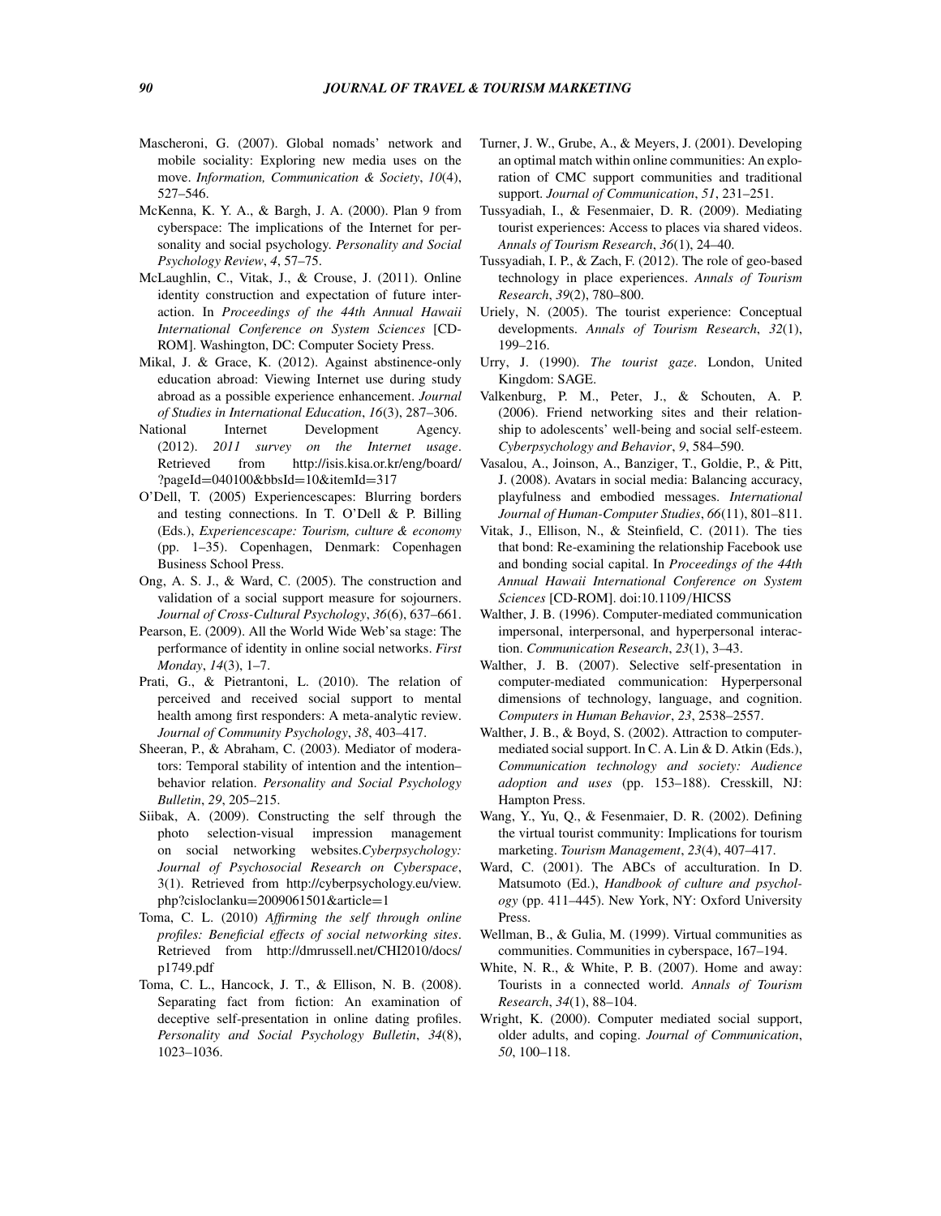Mascheroni, G. (2007). Global nomads' network and mobile sociality: Exploring new media uses on the move. *Information, Communication & Society*, *10*(4), 527–546.

McKenna, K. Y. A., & Bargh, J. A. (2000). Plan 9 from cyberspace: The implications of the Internet for personality and social psychology. *Personality and Social Psychology Review*, *4*, 57–75.

McLaughlin, C., Vitak, J., & Crouse, J. (2011). Online identity construction and expectation of future interaction. In *Proceedings of the 44th Annual Hawaii International Conference on System Sciences* [CD-ROM]. Washington, DC: Computer Society Press.

Mikal, J. & Grace, K. (2012). Against abstinence-only education abroad: Viewing Internet use during study abroad as a possible experience enhancement. *Journal of Studies in International Education*, *16*(3), 287–306.

National Internet Development Agency. (2012). *2011 survey on the Internet usage*. Retrieved from http://isis.kisa.or.kr/eng/board/?pageId=040100&bbsId=10&itemId=317

O'Dell, T. (2005) Experiencescapes: Blurring borders and testing connections. In T. O'Dell & P. Billing (Eds.), *Experiencescape: Tourism, culture & economy* (pp. 1–35). Copenhagen, Denmark: Copenhagen Business School Press.

Ong, A. S. J., & Ward, C. (2005). The construction and validation of a social support measure for sojourners. *Journal of Cross-Cultural Psychology*, *36*(6), 637–661.

Pearson, E. (2009). All the World Wide Web'sa stage: The performance of identity in online social networks. *First Monday*, *14*(3), 1–7.

Prati, G., & Pietrantoni, L. (2010). The relation of perceived and received social support to mental health among first responders: A meta-analytic review. *Journal of Community Psychology*, *38*, 403–417.

Sheeran, P., & Abraham, C. (2003). Mediator of moderators: Temporal stability of intention and the intention–behavior relation. *Personality and Social Psychology Bulletin*, *29*, 205–215.

Siibak, A. (2009). Constructing the self through the photo selection-visual impression management on social networking websites.*Cyberpsychology: Journal of Psychosocial Research on Cyberspace*, 3(1). Retrieved from http://cyberpsychology.eu/view.php?cisloclanku=2009061501&article=1

Toma, C. L. (2010) *Affirming the self through online profiles: Beneficial effects of social networking sites*. Retrieved from http://dmrussell.net/CHI2010/docs/p1749.pdf

Toma, C. L., Hancock, J. T., & Ellison, N. B. (2008). Separating fact from fiction: An examination of deceptive self-presentation in online dating profiles. *Personality and Social Psychology Bulletin*, *34*(8), 1023–1036.

Turner, J. W., Grube, A., & Meyers, J. (2001). Developing an optimal match within online communities: An exploration of CMC support communities and traditional support. *Journal of Communication*, *51*, 231–251.

Tussyadiah, I., & Fesenmaier, D. R. (2009). Mediating tourist experiences: Access to places via shared videos. *Annals of Tourism Research*, *36*(1), 24–40.

Tussyadiah, I. P., & Zach, F. (2012). The role of geo-based technology in place experiences. *Annals of Tourism Research*, *39*(2), 780–800.

Uriely, N. (2005). The tourist experience: Conceptual developments. *Annals of Tourism Research*, *32*(1), 199–216.

Urry, J. (1990). *The tourist gaze*. London, United Kingdom: SAGE.

Valkenburg, P. M., Peter, J., & Schouten, A. P. (2006). Friend networking sites and their relationship to adolescents' well-being and social self-esteem. *Cyberpsychology and Behavior*, *9*, 584–590.

Vasalou, A., Joinson, A., Banziger, T., Goldie, P., & Pitt, J. (2008). Avatars in social media: Balancing accuracy, playfulness and embodied messages. *International Journal of Human-Computer Studies*, *66*(11), 801–811.

Vitak, J., Ellison, N., & Steinfield, C. (2011). The ties that bond: Re-examining the relationship Facebook use and bonding social capital. In *Proceedings of the 44th Annual Hawaii International Conference on System Sciences* [CD-ROM]. doi:10.1109/HICSS

Walther, J. B. (1996). Computer-mediated communication impersonal, interpersonal, and hyperpersonal interaction. *Communication Research*, *23*(1), 3–43.

Walther, J. B. (2007). Selective self-presentation in computer-mediated communication: Hyperpersonal dimensions of technology, language, and cognition. *Computers in Human Behavior*, *23*, 2538–2557.

Walther, J. B., & Boyd, S. (2002). Attraction to computer-mediated social support. In C. A. Lin & D. Atkin (Eds.), *Communication technology and society: Audience adoption and uses* (pp. 153–188). Cresskill, NJ: Hampton Press.

Wang, Y., Yu, Q., & Fesenmaier, D. R. (2002). Defining the virtual tourist community: Implications for tourism marketing. *Tourism Management*, *23*(4), 407–417.

Ward, C. (2001). The ABCs of acculturation. In D. Matsumoto (Ed.), *Handbook of culture and psychology* (pp. 411–445). New York, NY: Oxford University Press.

Wellman, B., & Gulia, M. (1999). Virtual communities as communities. Communities in cyberspace, 167–194.

White, N. R., & White, P. B. (2007). Home and away: Tourists in a connected world. *Annals of Tourism Research*, *34*(1), 88–104.

Wright, K. (2000). Computer mediated social support, older adults, and coping. *Journal of Communication*, *50*, 100–118.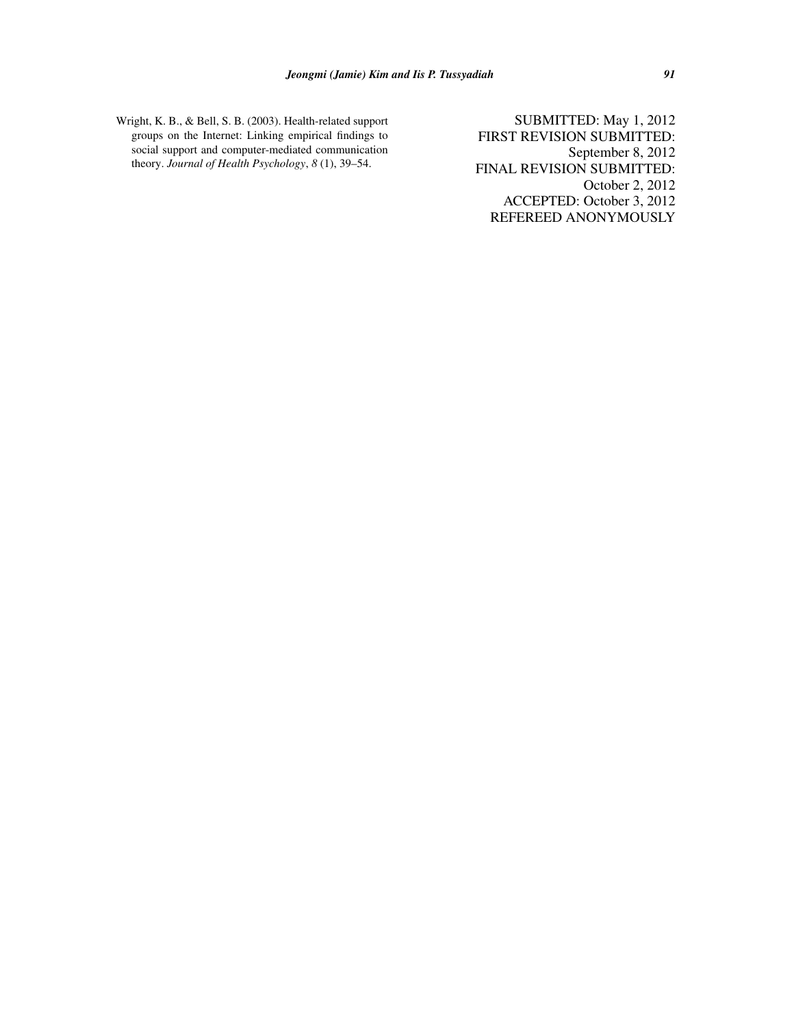Wright, K. B., & Bell, S. B. (2003). Health-related support groups on the Internet: Linking empirical findings to social support and computer-mediated communication theory. *Journal of Health Psychology*, *8* (1), 39–54.

SUBMITTED: May 1, 2012
FIRST REVISION SUBMITTED: September 8, 2012
FINAL REVISION SUBMITTED: October 2, 2012
ACCEPTED: October 3, 2012
REFEREED ANONYMOUSLY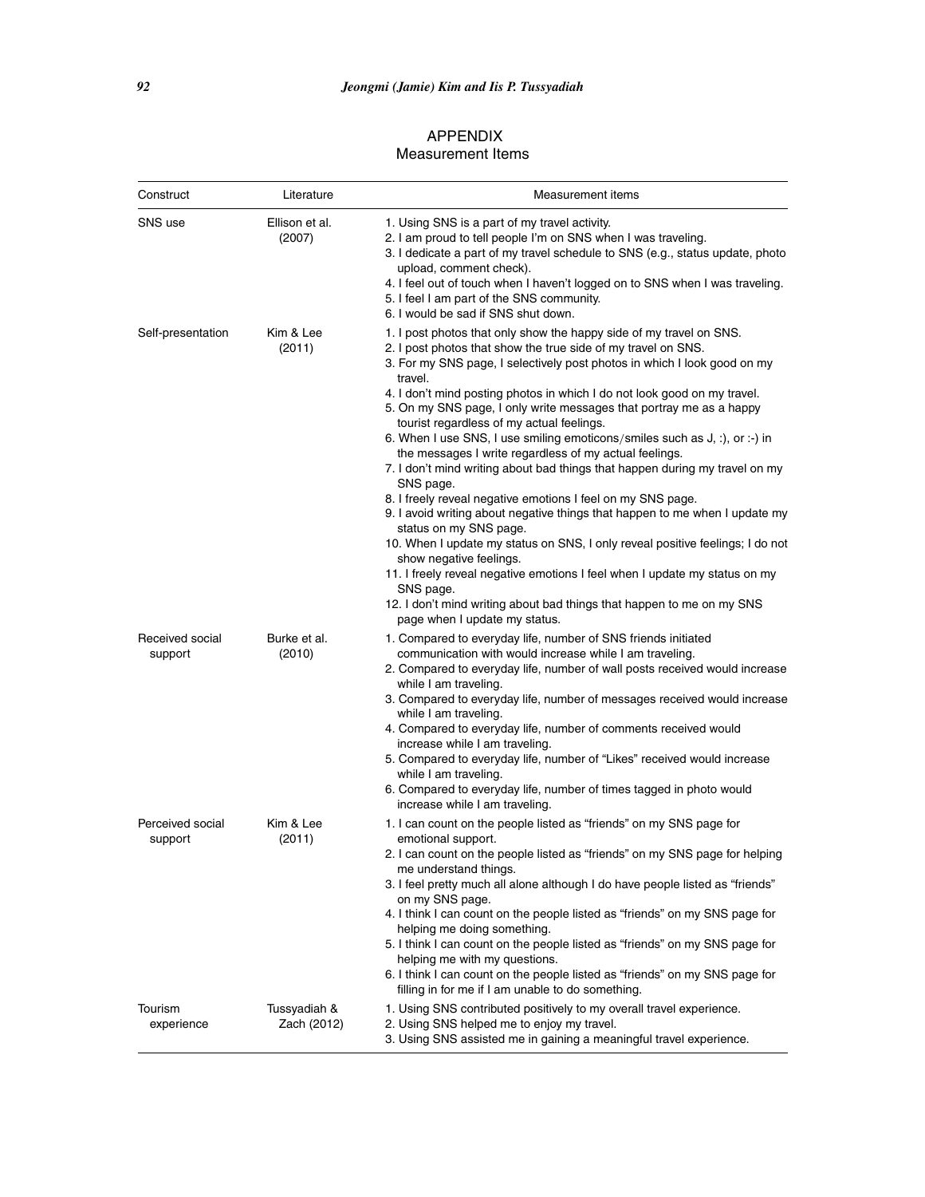## APPENDIX
### Measurement Items

| Construct | Literature | Measurement items |
|---|---|---|
| SNS use | Ellison et al. (2007) | 1. Using SNS is a part of my travel activity.<br>2. I am proud to tell people I'm on SNS when I was traveling.<br>3. I dedicate a part of my travel schedule to SNS (e.g., status update, photo upload, comment check).<br>4. I feel out of touch when I haven't logged on to SNS when I was traveling.<br>5. I feel I am part of the SNS community.<br>6. I would be sad if SNS shut down. |
| Self-presentation | Kim & Lee (2011) | 1. I post photos that only show the happy side of my travel on SNS.<br>2. I post photos that show the true side of my travel on SNS.<br>3. For my SNS page, I selectively post photos in which I look good on my travel.<br>4. I don't mind posting photos in which I do not look good on my travel.<br>5. On my SNS page, I only write messages that portray me as a happy tourist regardless of my actual feelings.<br>6. When I use SNS, I use smiling emoticons/smiles such as J, :), or :-) in the messages I write regardless of my actual feelings.<br>7. I don't mind writing about bad things that happen during my travel on my SNS page.<br>8. I freely reveal negative emotions I feel on my SNS page.<br>9. I avoid writing about negative things that happen to me when I update my status on my SNS page.<br>10. When I update my status on SNS, I only reveal positive feelings; I do not show negative feelings.<br>11. I freely reveal negative emotions I feel when I update my status on my SNS page.<br>12. I don't mind writing about bad things that happen to me on my SNS page when I update my status. |
| Received social support | Burke et al. (2010) | 1. Compared to everyday life, number of SNS friends initiated communication with would increase while I am traveling.<br>2. Compared to everyday life, number of wall posts received would increase while I am traveling.<br>3. Compared to everyday life, number of messages received would increase while I am traveling.<br>4. Compared to everyday life, number of comments received would increase while I am traveling.<br>5. Compared to everyday life, number of "Likes" received would increase while I am traveling.<br>6. Compared to everyday life, number of times tagged in photo would increase while I am traveling. |
| Perceived social support | Kim & Lee (2011) | 1. I can count on the people listed as "friends" on my SNS page for emotional support.<br>2. I can count on the people listed as "friends" on my SNS page for helping me understand things.<br>3. I feel pretty much all alone although I do have people listed as "friends" on my SNS page.<br>4. I think I can count on the people listed as "friends" on my SNS page for helping me doing something.<br>5. I think I can count on the people listed as "friends" on my SNS page for helping me with my questions.<br>6. I think I can count on the people listed as "friends" on my SNS page for filling in for me if I am unable to do something. |
| Tourism experience | Tussyadiah & Zach (2012) | 1. Using SNS contributed positively to my overall travel experience.<br>2. Using SNS helped me to enjoy my travel.<br>3. Using SNS assisted me in gaining a meaningful travel experience. |